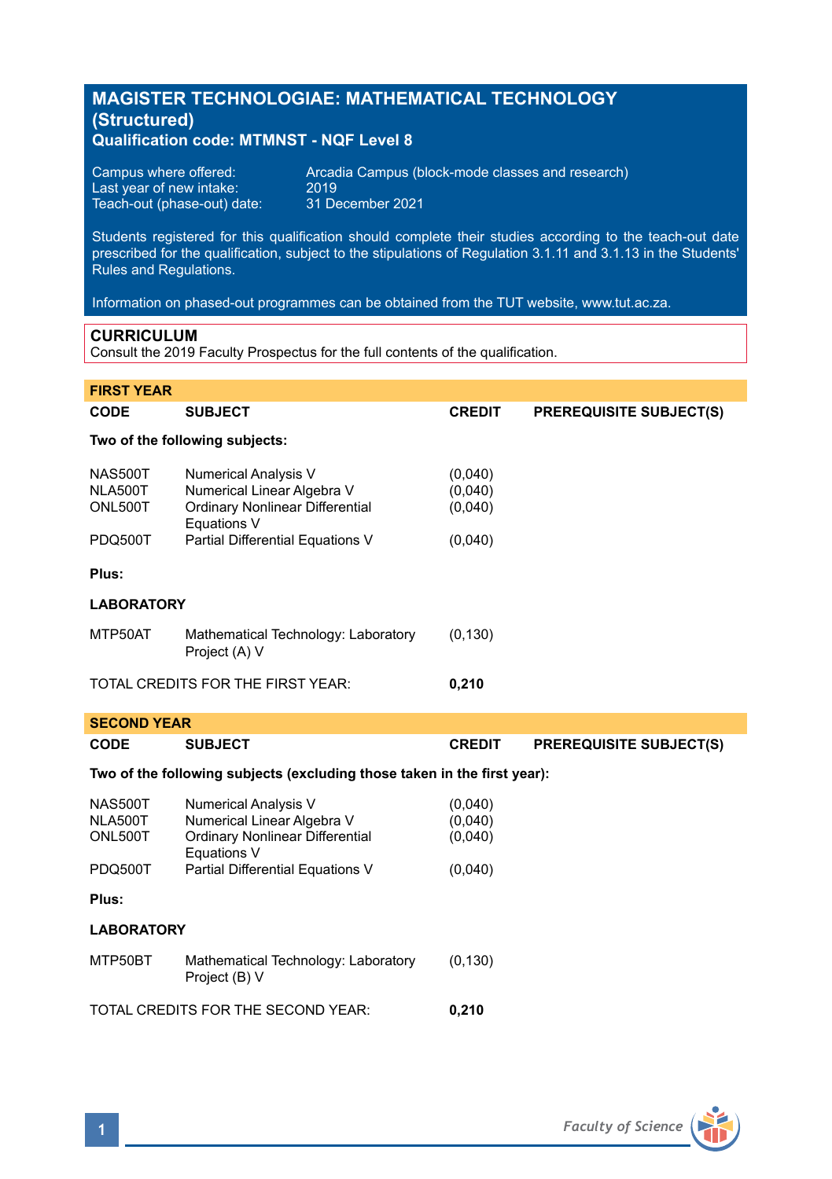# MAGISTER TECHNOLOGIAE: MATHEMATICAL TECHNOLOGY (Structured)

**Qualification code: MTMNST - NQF Level 8**

Campus where offered: Arcadia Campus (block-mode classes and research)
Last year of new intake: 2019
Teach-out (phase-out) date: 31 December 2021

Students registered for this qualification should complete their studies according to the teach-out date prescribed for the qualification, subject to the stipulations of Regulation 3.1.11 and 3.1.13 in the Students' Rules and Regulations.

Information on phased-out programmes can be obtained from the TUT website, www.tut.ac.za.

## CURRICULUM

Consult the 2019 Faculty Prospectus for the full contents of the qualification.

### FIRST YEAR

| CODE | SUBJECT | CREDIT | PREREQUISITE SUBJECT(S) |
|---|---|---|---|
| **Two of the following subjects:** | | | |
| NAS500T | Numerical Analysis V | (0,040) | |
| NLA500T | Numerical Linear Algebra V | (0,040) | |
| ONL500T | Ordinary Nonlinear Differential Equations V | (0,040) | |
| PDQ500T | Partial Differential Equations V | (0,040) | |
| **Plus:** | | | |
| **LABORATORY** | | | |
| MTP50AT | Mathematical Technology: Laboratory Project (A) V | (0,130) | |
| TOTAL CREDITS FOR THE FIRST YEAR: | | **0,210** | |

### SECOND YEAR

| CODE | SUBJECT | CREDIT | PREREQUISITE SUBJECT(S) |
|---|---|---|---|
| **Two of the following subjects (excluding those taken in the first year):** | | | |
| NAS500T | Numerical Analysis V | (0,040) | |
| NLA500T | Numerical Linear Algebra V | (0,040) | |
| ONL500T | Ordinary Nonlinear Differential Equations V | (0,040) | |
| PDQ500T | Partial Differential Equations V | (0,040) | |
| **Plus:** | | | |
| **LABORATORY** | | | |
| MTP50BT | Mathematical Technology: Laboratory Project (B) V | (0,130) | |
| TOTAL CREDITS FOR THE SECOND YEAR: | | **0,210** | |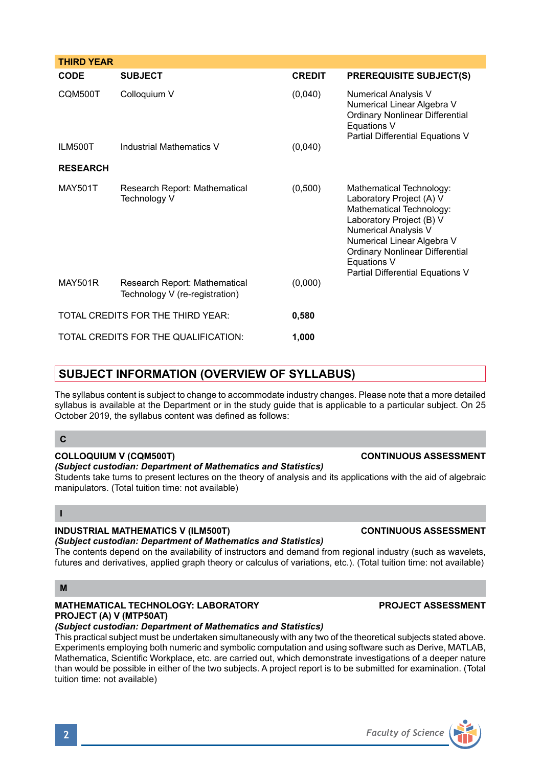| THIRD YEAR | | | |
|---|---|---|---|
| **CODE** | **SUBJECT** | **CREDIT** | **PREREQUISITE SUBJECT(S)** |
| CQM500T | Colloquium V | (0,040) | Numerical Analysis V<br>Numerical Linear Algebra V<br>Ordinary Nonlinear Differential Equations V<br>Partial Differential Equations V |
| ILM500T | Industrial Mathematics V | (0,040) | |
| **RESEARCH** | | | |
| MAY501T | Research Report: Mathematical Technology V | (0,500) | Mathematical Technology: Laboratory Project (A) V<br>Mathematical Technology: Laboratory Project (B) V<br>Numerical Analysis V<br>Numerical Linear Algebra V<br>Ordinary Nonlinear Differential Equations V<br>Partial Differential Equations V |
| MAY501R | Research Report: Mathematical Technology V (re-registration) | (0,000) | |
| TOTAL CREDITS FOR THE THIRD YEAR: | | **0,580** | |
| TOTAL CREDITS FOR THE QUALIFICATION: | | **1,000** | |

## SUBJECT INFORMATION (OVERVIEW OF SYLLABUS)

The syllabus content is subject to change to accommodate industry changes. Please note that a more detailed syllabus is available at the Department or in the study guide that is applicable to a particular subject. On 25 October 2019, the syllabus content was defined as follows:

### C

**COLLOQUIUM V (CQM500T)** **CONTINUOUS ASSESSMENT**

***(Subject custodian: Department of Mathematics and Statistics)***

Students take turns to present lectures on the theory of analysis and its applications with the aid of algebraic manipulators. (Total tuition time: not available)

### I

**INDUSTRIAL MATHEMATICS V (ILM500T)** **CONTINUOUS ASSESSMENT**

***(Subject custodian: Department of Mathematics and Statistics)***

The contents depend on the availability of instructors and demand from regional industry (such as wavelets, futures and derivatives, applied graph theory or calculus of variations, etc.). (Total tuition time: not available)

### M

**MATHEMATICAL TECHNOLOGY: LABORATORY PROJECT (A) V (MTP50AT)** **PROJECT ASSESSMENT**

***(Subject custodian: Department of Mathematics and Statistics)***

This practical subject must be undertaken simultaneously with any two of the theoretical subjects stated above. Experiments employing both numeric and symbolic computation and using software such as Derive, MATLAB, Mathematica, Scientific Workplace, etc. are carried out, which demonstrate investigations of a deeper nature than would be possible in either of the two subjects. A project report is to be submitted for examination. (Total tuition time: not available)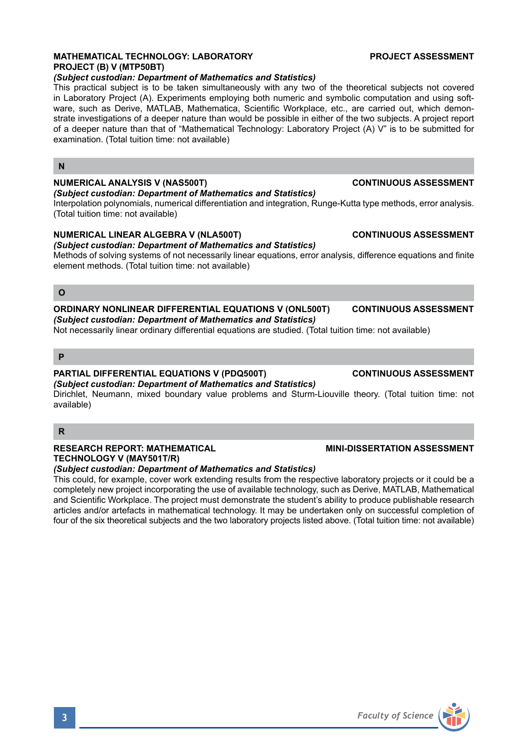**MATHEMATICAL TECHNOLOGY: LABORATORY PROJECT (B) V (MTP50BT)** **PROJECT ASSESSMENT**

***(Subject custodian: Department of Mathematics and Statistics)***

This practical subject is to be taken simultaneously with any two of the theoretical subjects not covered in Laboratory Project (A). Experiments employing both numeric and symbolic computation and using software, such as Derive, MATLAB, Mathematica, Scientific Workplace, etc., are carried out, which demonstrate investigations of a deeper nature than would be possible in either of the two subjects. A project report of a deeper nature than that of "Mathematical Technology: Laboratory Project (A) V" is to be submitted for examination. (Total tuition time: not available)

## N

**NUMERICAL ANALYSIS V (NAS500T)** **CONTINUOUS ASSESSMENT**

***(Subject custodian: Department of Mathematics and Statistics)***

Interpolation polynomials, numerical differentiation and integration, Runge-Kutta type methods, error analysis. (Total tuition time: not available)

**NUMERICAL LINEAR ALGEBRA V (NLA500T)** **CONTINUOUS ASSESSMENT**

***(Subject custodian: Department of Mathematics and Statistics)***

Methods of solving systems of not necessarily linear equations, error analysis, difference equations and finite element methods. (Total tuition time: not available)

## O

**ORDINARY NONLINEAR DIFFERENTIAL EQUATIONS V (ONL500T)** **CONTINUOUS ASSESSMENT**

***(Subject custodian: Department of Mathematics and Statistics)***

Not necessarily linear ordinary differential equations are studied. (Total tuition time: not available)

## P

**PARTIAL DIFFERENTIAL EQUATIONS V (PDQ500T)** **CONTINUOUS ASSESSMENT**

***(Subject custodian: Department of Mathematics and Statistics)***

Dirichlet, Neumann, mixed boundary value problems and Sturm-Liouville theory. (Total tuition time: not available)

## R

**RESEARCH REPORT: MATHEMATICAL TECHNOLOGY V (MAY501T/R)** **MINI-DISSERTATION ASSESSMENT**

***(Subject custodian: Department of Mathematics and Statistics)***

This could, for example, cover work extending results from the respective laboratory projects or it could be a completely new project incorporating the use of available technology, such as Derive, MATLAB, Mathematical and Scientific Workplace. The project must demonstrate the student's ability to produce publishable research articles and/or artefacts in mathematical technology. It may be undertaken only on successful completion of four of the six theoretical subjects and the two laboratory projects listed above. (Total tuition time: not available)